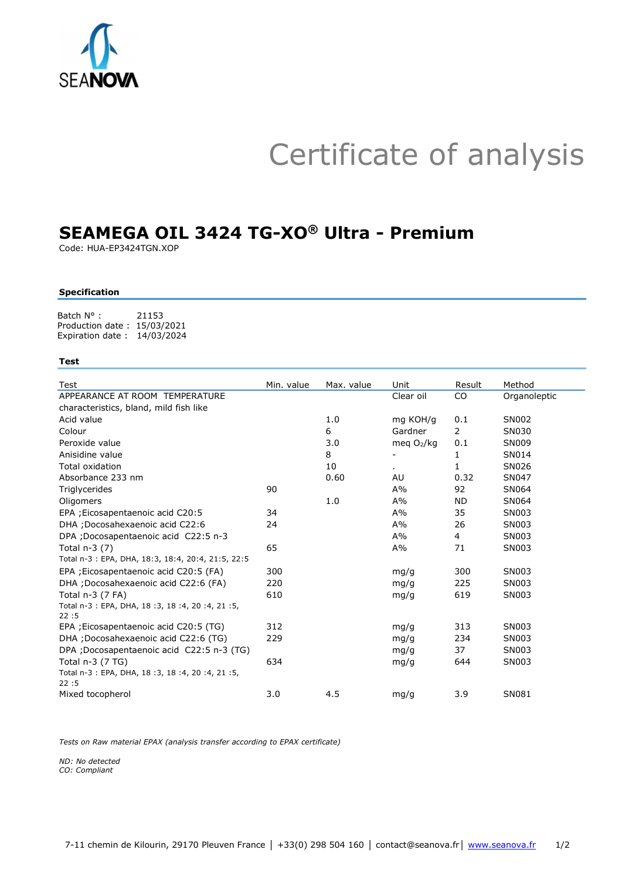SEANOVA

# Certificate of analysis

## SEAMEGA OIL 3424 TG-XO® Ultra - Premium

Code: HUA-EP3424TGN.XOP

### Specification

Batch N° : 21153
Production date : 15/03/2021
Expiration date : 14/03/2024

### Test

| Test | Min. value | Max. value | Unit | Result | Method |
|---|---|---|---|---|---|
| APPEARANCE AT ROOM TEMPERATURE | | | Clear oil | CO | Organoleptic |
| characteristics, bland, mild fish like | | | | | |
| Acid value | | 1.0 | mg KOH/g | 0.1 | SN002 |
| Colour | | 6 | Gardner | 2 | SN030 |
| Peroxide value | | 3.0 | meq $O_2$/kg | 0.1 | SN009 |
| Anisidine value | | 8 | - | 1 | SN014 |
| Total oxidation | | 10 | . | 1 | SN026 |
| Absorbance 233 nm | | 0.60 | AU | 0.32 | SN047 |
| Triglycerides | 90 | | A% | 92 | SN064 |
| Oligomers | | 1.0 | A% | ND | SN064 |
| EPA ;Eicosapentaenoic acid C20:5 | 34 | | A% | 35 | SN003 |
| DHA ;Docosahexaenoic acid C22:6 | 24 | | A% | 26 | SN003 |
| DPA ;Docosapentaenoic acid C22:5 n-3 | | | A% | 4 | SN003 |
| Total n-3 (7) | 65 | | A% | 71 | SN003 |
| Total n-3 : EPA, DHA, 18:3, 18:4, 20:4, 21:5, 22:5 | | | | | |
| EPA ;Eicosapentaenoic acid C20:5 (FA) | 300 | | mg/g | 300 | SN003 |
| DHA ;Docosahexaenoic acid C22:6 (FA) | 220 | | mg/g | 225 | SN003 |
| Total n-3 (7 FA) | 610 | | mg/g | 619 | SN003 |
| Total n-3 : EPA, DHA, 18 :3, 18 :4, 20 :4, 21 :5, 22 :5 | | | | | |
| EPA ;Eicosapentaenoic acid C20:5 (TG) | 312 | | mg/g | 313 | SN003 |
| DHA ;Docosahexaenoic acid C22:6 (TG) | 229 | | mg/g | 234 | SN003 |
| DPA ;Docosapentaenoic acid C22:5 n-3 (TG) | | | mg/g | 37 | SN003 |
| Total n-3 (7 TG) | 634 | | mg/g | 644 | SN003 |
| Total n-3 : EPA, DHA, 18 :3, 18 :4, 20 :4, 21 :5, 22 :5 | | | | | |
| Mixed tocopherol | 3.0 | 4.5 | mg/g | 3.9 | SN081 |

*Tests on Raw material EPAX (analysis transfer according to EPAX certificate)*

*ND: No detected*
*CO: Compliant*

7-11 chemin de Kilourin, 29170 Pleuven France | +33(0) 298 504 160 | contact@seanova.fr | www.seanova.fr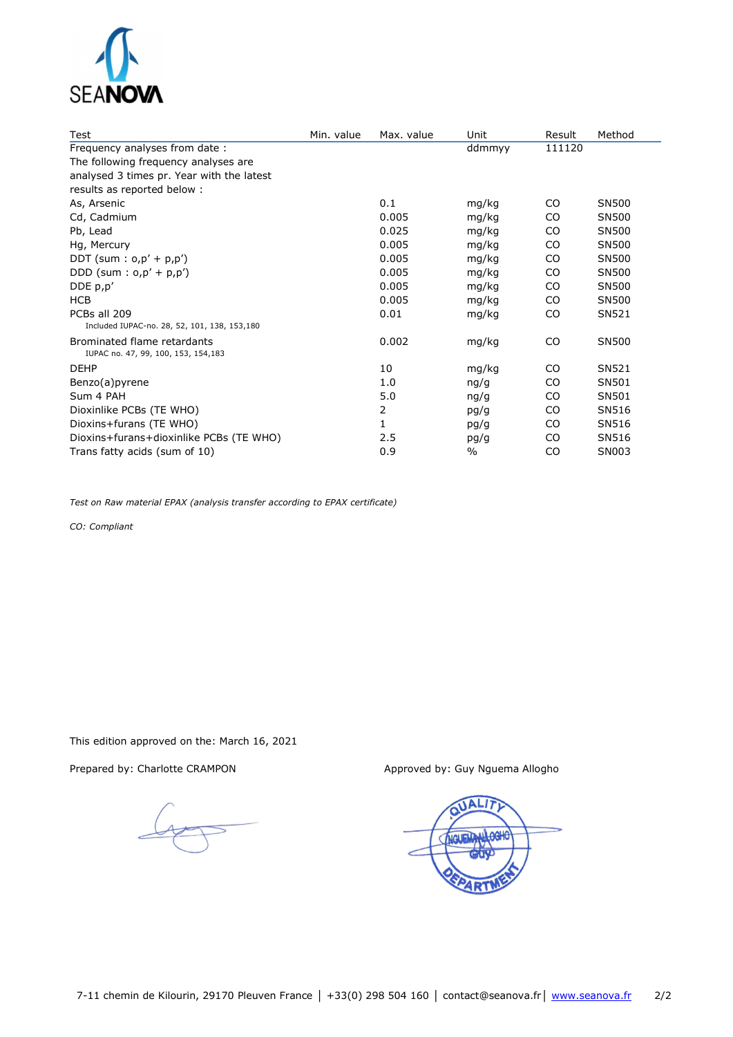SEANOVA

| Test | Min. value | Max. value | Unit | Result | Method |
|---|---|---|---|---|---|
| Frequency analyses from date : | | | ddmmyy | 111120 | |
| The following frequency analyses are analysed 3 times pr. Year with the latest results as reported below : | | | | | |
| As, Arsenic | | 0.1 | mg/kg | CO | SN500 |
| Cd, Cadmium | | 0.005 | mg/kg | CO | SN500 |
| Pb, Lead | | 0.025 | mg/kg | CO | SN500 |
| Hg, Mercury | | 0.005 | mg/kg | CO | SN500 |
| DDT (sum : o,p’ + p,p’) | | 0.005 | mg/kg | CO | SN500 |
| DDD (sum : o,p’ + p,p’) | | 0.005 | mg/kg | CO | SN500 |
| DDE p,p’ | | 0.005 | mg/kg | CO | SN500 |
| HCB | | 0.005 | mg/kg | CO | SN500 |
| PCBs all 209<br>Included IUPAC-no. 28, 52, 101, 138, 153,180 | | 0.01 | mg/kg | CO | SN521 |
| Brominated flame retardants<br>IUPAC no. 47, 99, 100, 153, 154,183 | | 0.002 | mg/kg | CO | SN500 |
| DEHP | | 10 | mg/kg | CO | SN521 |
| Benzo(a)pyrene | | 1.0 | ng/g | CO | SN501 |
| Sum 4 PAH | | 5.0 | ng/g | CO | SN501 |
| Dioxinlike PCBs (TE WHO) | | 2 | pg/g | CO | SN516 |
| Dioxins+furans (TE WHO) | | 1 | pg/g | CO | SN516 |
| Dioxins+furans+dioxinlike PCBs (TE WHO) | | 2.5 | pg/g | CO | SN516 |
| Trans fatty acids (sum of 10) | | 0.9 | % | CO | SN003 |

*Test on Raw material EPAX (analysis transfer according to EPAX certificate)*

*CO: Compliant*

This edition approved on the: March 16, 2021

Prepared by: Charlotte CRAMPON

Approved by: Guy Nguema Allogho

QUALITY DEPARTMENT — NGUEMA ALLOGHO GUY

7-11 chemin de Kilourin, 29170 Pleuven France | +33(0) 298 504 160 | contact@seanova.fr | www.seanova.fr